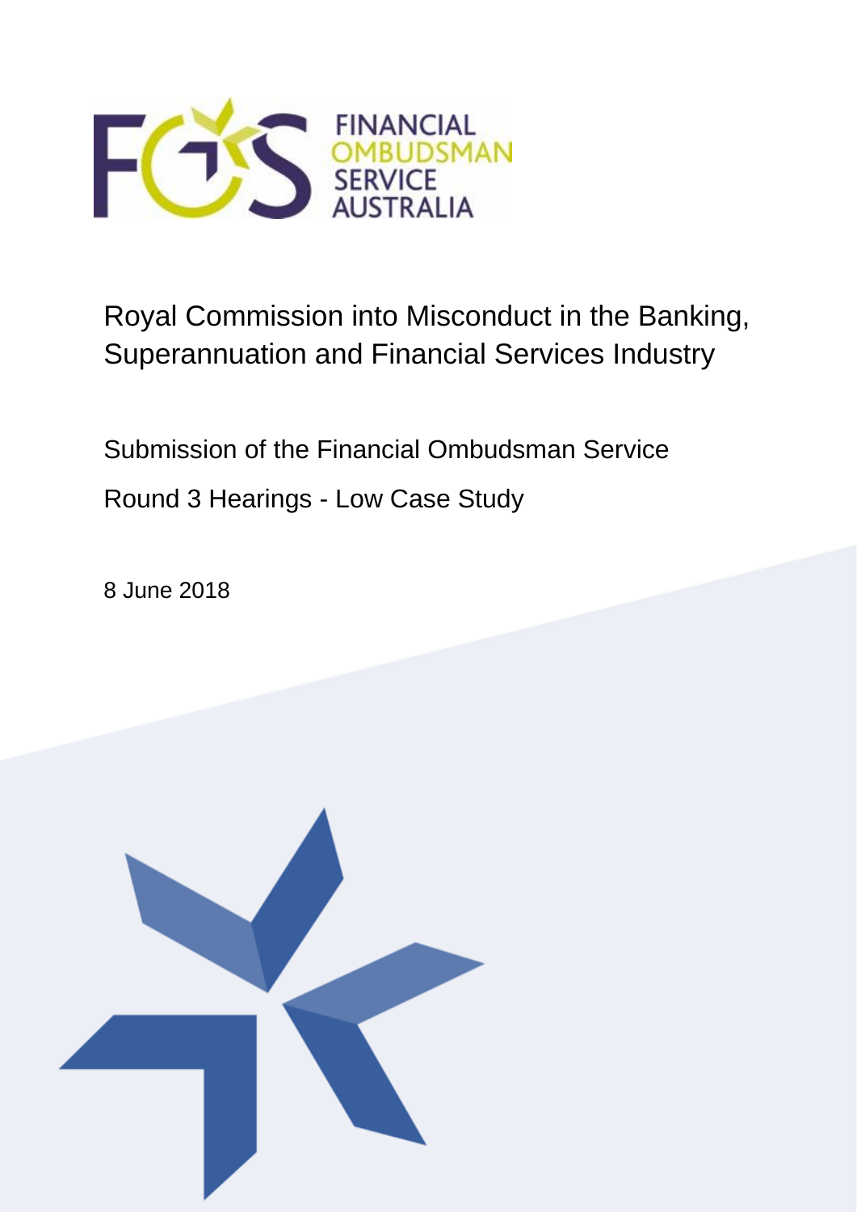# Royal Commission into Misconduct in the Banking, Superannuation and Financial Services Industry

Submission of the Financial Ombudsman Service

Round 3 Hearings - Low Case Study

8 June 2018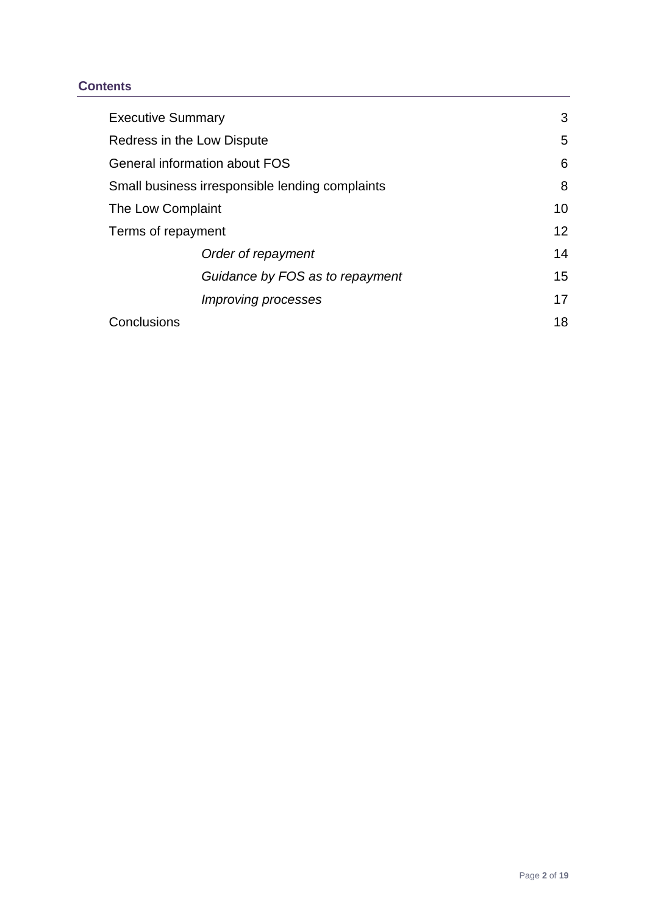## Contents

| | |
|---|---|
| Executive Summary | 3 |
| Redress in the Low Dispute | 5 |
| General information about FOS | 6 |
| Small business irresponsible lending complaints | 8 |
| The Low Complaint | 10 |
| Terms of repayment | 12 |
| *Order of repayment* | 14 |
| *Guidance by FOS as to repayment* | 15 |
| *Improving processes* | 17 |
| Conclusions | 18 |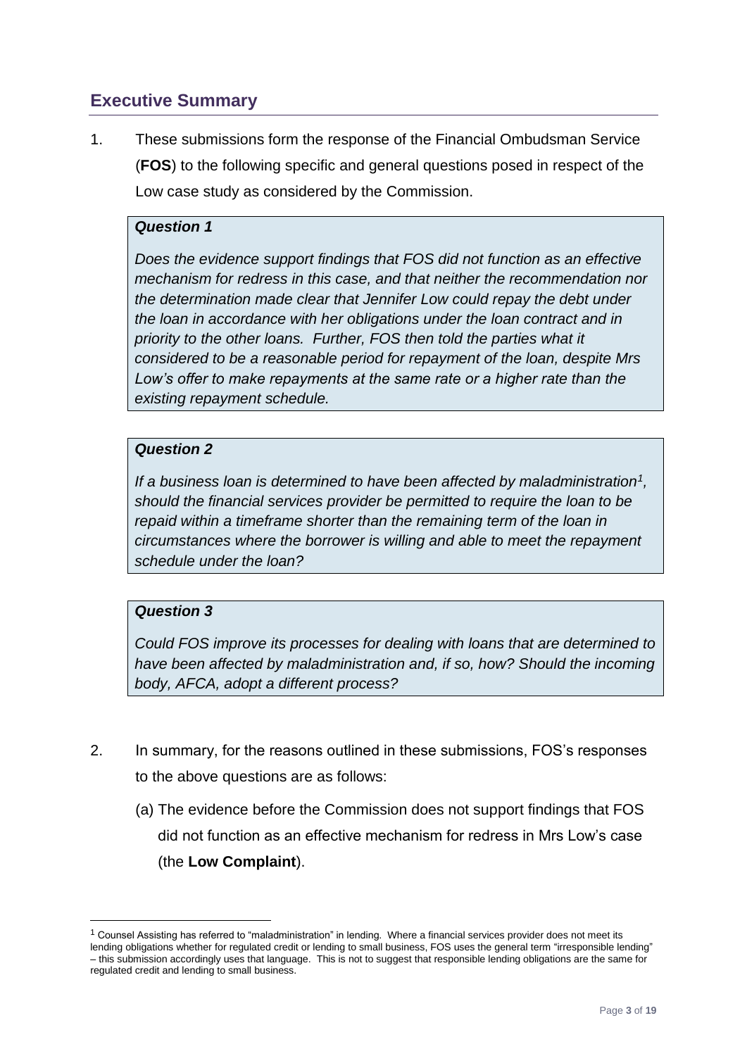## Executive Summary

1. These submissions form the response of the Financial Ombudsman Service (**FOS**) to the following specific and general questions posed in respect of the Low case study as considered by the Commission.

> ***Question 1***
>
> *Does the evidence support findings that FOS did not function as an effective mechanism for redress in this case, and that neither the recommendation nor the determination made clear that Jennifer Low could repay the debt under the loan in accordance with her obligations under the loan contract and in priority to the other loans. Further, FOS then told the parties what it considered to be a reasonable period for repayment of the loan, despite Mrs Low's offer to make repayments at the same rate or a higher rate than the existing repayment schedule.*

> ***Question 2***
>
> *If a business loan is determined to have been affected by maladministration[1], should the financial services provider be permitted to require the loan to be repaid within a timeframe shorter than the remaining term of the loan in circumstances where the borrower is willing and able to meet the repayment schedule under the loan?*

> ***Question 3***
>
> *Could FOS improve its processes for dealing with loans that are determined to have been affected by maladministration and, if so, how? Should the incoming body, AFCA, adopt a different process?*

2. In summary, for the reasons outlined in these submissions, FOS's responses to the above questions are as follows:

   (a) The evidence before the Commission does not support findings that FOS did not function as an effective mechanism for redress in Mrs Low's case (the **Low Complaint**).

[1] Counsel Assisting has referred to "maladministration" in lending. Where a financial services provider does not meet its lending obligations whether for regulated credit or lending to small business, FOS uses the general term "irresponsible lending" – this submission accordingly uses that language. This is not to suggest that responsible lending obligations are the same for regulated credit and lending to small business.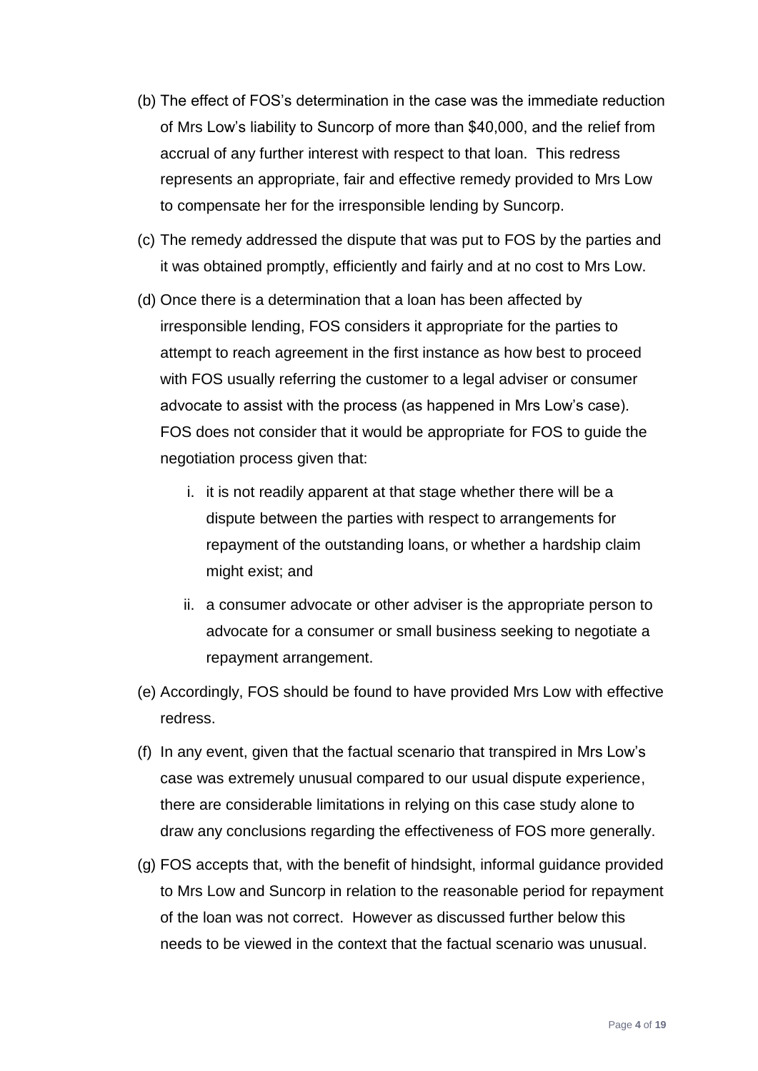(b) The effect of FOS's determination in the case was the immediate reduction of Mrs Low's liability to Suncorp of more than $40,000, and the relief from accrual of any further interest with respect to that loan. This redress represents an appropriate, fair and effective remedy provided to Mrs Low to compensate her for the irresponsible lending by Suncorp.

(c) The remedy addressed the dispute that was put to FOS by the parties and it was obtained promptly, efficiently and fairly and at no cost to Mrs Low.

(d) Once there is a determination that a loan has been affected by irresponsible lending, FOS considers it appropriate for the parties to attempt to reach agreement in the first instance as how best to proceed with FOS usually referring the customer to a legal adviser or consumer advocate to assist with the process (as happened in Mrs Low's case). FOS does not consider that it would be appropriate for FOS to guide the negotiation process given that:

   i. it is not readily apparent at that stage whether there will be a dispute between the parties with respect to arrangements for repayment of the outstanding loans, or whether a hardship claim might exist; and

   ii. a consumer advocate or other adviser is the appropriate person to advocate for a consumer or small business seeking to negotiate a repayment arrangement.

(e) Accordingly, FOS should be found to have provided Mrs Low with effective redress.

(f) In any event, given that the factual scenario that transpired in Mrs Low's case was extremely unusual compared to our usual dispute experience, there are considerable limitations in relying on this case study alone to draw any conclusions regarding the effectiveness of FOS more generally.

(g) FOS accepts that, with the benefit of hindsight, informal guidance provided to Mrs Low and Suncorp in relation to the reasonable period for repayment of the loan was not correct. However as discussed further below this needs to be viewed in the context that the factual scenario was unusual.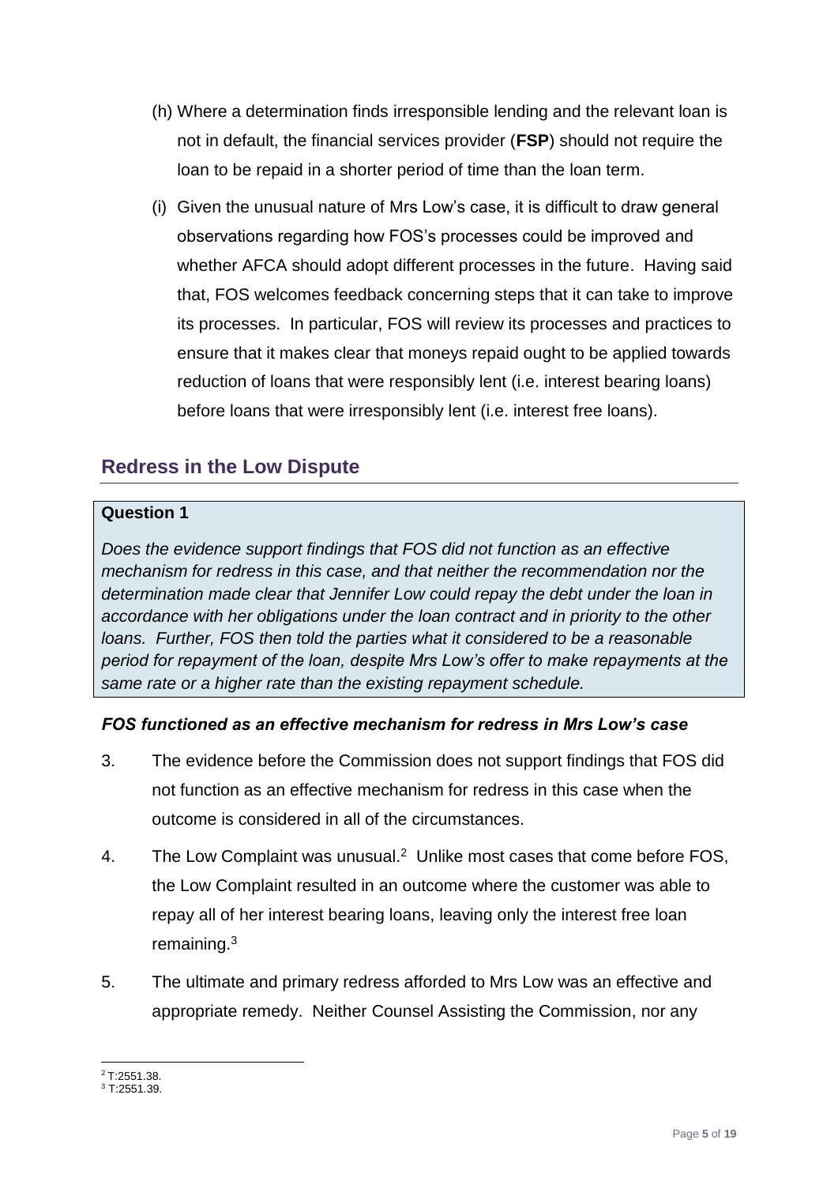(h) Where a determination finds irresponsible lending and the relevant loan is not in default, the financial services provider (**FSP**) should not require the loan to be repaid in a shorter period of time than the loan term.

(i) Given the unusual nature of Mrs Low's case, it is difficult to draw general observations regarding how FOS's processes could be improved and whether AFCA should adopt different processes in the future. Having said that, FOS welcomes feedback concerning steps that it can take to improve its processes. In particular, FOS will review its processes and practices to ensure that it makes clear that moneys repaid ought to be applied towards reduction of loans that were responsibly lent (i.e. interest bearing loans) before loans that were irresponsibly lent (i.e. interest free loans).

## Redress in the Low Dispute

**Question 1**

*Does the evidence support findings that FOS did not function as an effective mechanism for redress in this case, and that neither the recommendation nor the determination made clear that Jennifer Low could repay the debt under the loan in accordance with her obligations under the loan contract and in priority to the other loans. Further, FOS then told the parties what it considered to be a reasonable period for repayment of the loan, despite Mrs Low's offer to make repayments at the same rate or a higher rate than the existing repayment schedule.*

### *FOS functioned as an effective mechanism for redress in Mrs Low's case*

3. The evidence before the Commission does not support findings that FOS did not function as an effective mechanism for redress in this case when the outcome is considered in all of the circumstances.

4. The Low Complaint was unusual.[2] Unlike most cases that come before FOS, the Low Complaint resulted in an outcome where the customer was able to repay all of her interest bearing loans, leaving only the interest free loan remaining.[3]

5. The ultimate and primary redress afforded to Mrs Low was an effective and appropriate remedy. Neither Counsel Assisting the Commission, nor any

[2] T:2551.38.
[3] T:2551.39.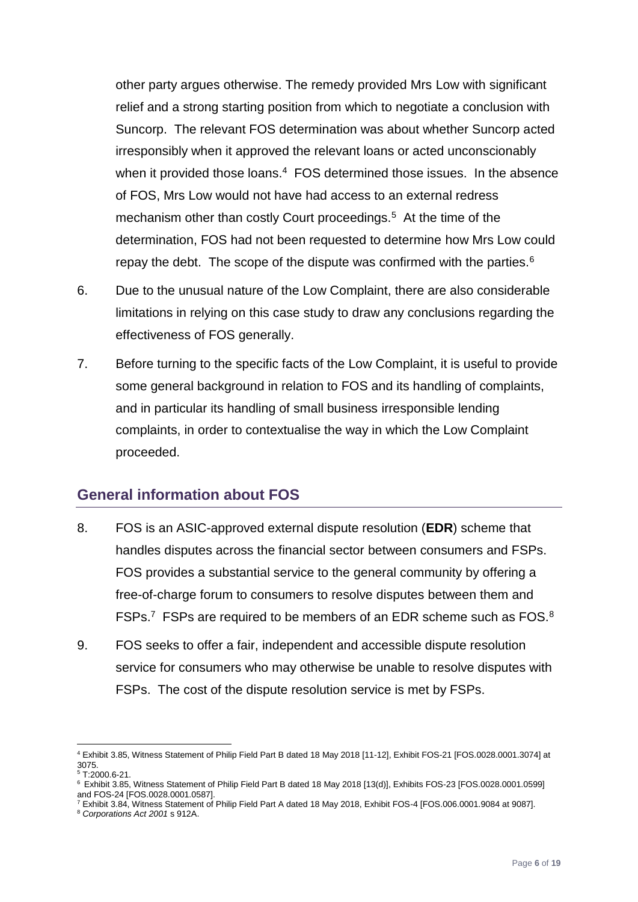other party argues otherwise. The remedy provided Mrs Low with significant relief and a strong starting position from which to negotiate a conclusion with Suncorp. The relevant FOS determination was about whether Suncorp acted irresponsibly when it approved the relevant loans or acted unconscionably when it provided those loans.[4] FOS determined those issues. In the absence of FOS, Mrs Low would not have had access to an external redress mechanism other than costly Court proceedings.[5] At the time of the determination, FOS had not been requested to determine how Mrs Low could repay the debt. The scope of the dispute was confirmed with the parties.[6]

6. Due to the unusual nature of the Low Complaint, there are also considerable limitations in relying on this case study to draw any conclusions regarding the effectiveness of FOS generally.

7. Before turning to the specific facts of the Low Complaint, it is useful to provide some general background in relation to FOS and its handling of complaints, and in particular its handling of small business irresponsible lending complaints, in order to contextualise the way in which the Low Complaint proceeded.

## General information about FOS

8. FOS is an ASIC-approved external dispute resolution (**EDR**) scheme that handles disputes across the financial sector between consumers and FSPs. FOS provides a substantial service to the general community by offering a free-of-charge forum to consumers to resolve disputes between them and FSPs.[7] FSPs are required to be members of an EDR scheme such as FOS.[8]

9. FOS seeks to offer a fair, independent and accessible dispute resolution service for consumers who may otherwise be unable to resolve disputes with FSPs. The cost of the dispute resolution service is met by FSPs.

[4] Exhibit 3.85, Witness Statement of Philip Field Part B dated 18 May 2018 [11-12], Exhibit FOS-21 [FOS.0028.0001.3074] at 3075.

[5] T:2000.6-21.

[6] Exhibit 3.85, Witness Statement of Philip Field Part B dated 18 May 2018 [13(d)], Exhibits FOS-23 [FOS.0028.0001.0599] and FOS-24 [FOS.0028.0001.0587].

[7] Exhibit 3.84, Witness Statement of Philip Field Part A dated 18 May 2018, Exhibit FOS-4 [FOS.006.0001.9084 at 9087].

[8] *Corporations Act 2001* s 912A.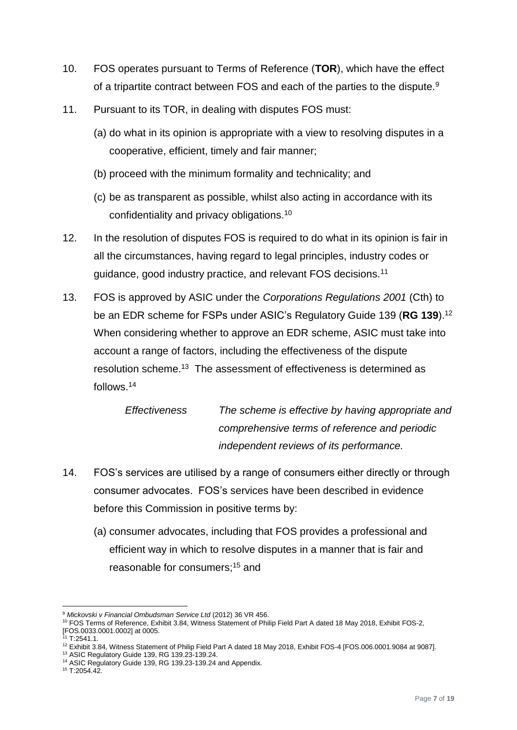10. FOS operates pursuant to Terms of Reference (**TOR**), which have the effect of a tripartite contract between FOS and each of the parties to the dispute.[9]

11. Pursuant to its TOR, in dealing with disputes FOS must:

    (a) do what in its opinion is appropriate with a view to resolving disputes in a cooperative, efficient, timely and fair manner;

    (b) proceed with the minimum formality and technicality; and

    (c) be as transparent as possible, whilst also acting in accordance with its confidentiality and privacy obligations.[10]

12. In the resolution of disputes FOS is required to do what in its opinion is fair in all the circumstances, having regard to legal principles, industry codes or guidance, good industry practice, and relevant FOS decisions.[11]

13. FOS is approved by ASIC under the *Corporations Regulations 2001* (Cth) to be an EDR scheme for FSPs under ASIC's Regulatory Guide 139 (**RG 139**).[12] When considering whether to approve an EDR scheme, ASIC must take into account a range of factors, including the effectiveness of the dispute resolution scheme.[13] The assessment of effectiveness is determined as follows.[14]

    *Effectiveness* — *The scheme is effective by having appropriate and comprehensive terms of reference and periodic independent reviews of its performance.*

14. FOS's services are utilised by a range of consumers either directly or through consumer advocates. FOS's services have been described in evidence before this Commission in positive terms by:

    (a) consumer advocates, including that FOS provides a professional and efficient way in which to resolve disputes in a manner that is fair and reasonable for consumers;[15] and

---

[9] *Mickovski v Financial Ombudsman Service Ltd* (2012) 36 VR 456.

[10] FOS Terms of Reference, Exhibit 3.84, Witness Statement of Philip Field Part A dated 18 May 2018, Exhibit FOS-2, [FOS.0033.0001.0002] at 0005.

[11] T:2541.1.

[12] Exhibit 3.84, Witness Statement of Philip Field Part A dated 18 May 2018, Exhibit FOS-4 [FOS.006.0001.9084 at 9087].

[13] ASIC Regulatory Guide 139, RG 139.23-139.24.

[14] ASIC Regulatory Guide 139, RG 139.23-139.24 and Appendix.

[15] T:2054.42.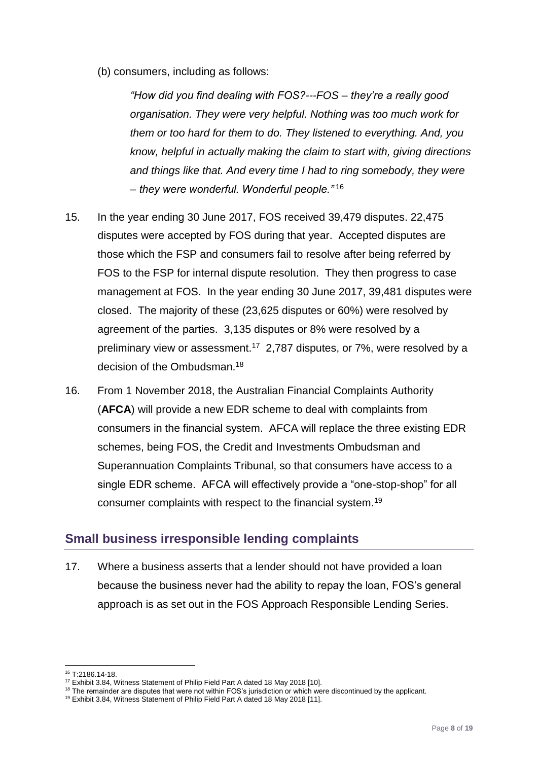(b) consumers, including as follows:

> *"How did you find dealing with FOS?---FOS – they're a really good organisation. They were very helpful. Nothing was too much work for them or too hard for them to do. They listened to everything. And, you know, helpful in actually making the claim to start with, giving directions and things like that. And every time I had to ring somebody, they were – they were wonderful. Wonderful people."* [16]

15. In the year ending 30 June 2017, FOS received 39,479 disputes. 22,475 disputes were accepted by FOS during that year. Accepted disputes are those which the FSP and consumers fail to resolve after being referred by FOS to the FSP for internal dispute resolution. They then progress to case management at FOS. In the year ending 30 June 2017, 39,481 disputes were closed. The majority of these (23,625 disputes or 60%) were resolved by agreement of the parties. 3,135 disputes or 8% were resolved by a preliminary view or assessment.[17] 2,787 disputes, or 7%, were resolved by a decision of the Ombudsman.[18]

16. From 1 November 2018, the Australian Financial Complaints Authority (**AFCA**) will provide a new EDR scheme to deal with complaints from consumers in the financial system. AFCA will replace the three existing EDR schemes, being FOS, the Credit and Investments Ombudsman and Superannuation Complaints Tribunal, so that consumers have access to a single EDR scheme. AFCA will effectively provide a "one-stop-shop" for all consumer complaints with respect to the financial system.[19]

## Small business irresponsible lending complaints

17. Where a business asserts that a lender should not have provided a loan because the business never had the ability to repay the loan, FOS's general approach is as set out in the FOS Approach Responsible Lending Series.

---

[16] T:2186.14-18.

[17] Exhibit 3.84, Witness Statement of Philip Field Part A dated 18 May 2018 [10].

[18] The remainder are disputes that were not within FOS's jurisdiction or which were discontinued by the applicant.

[19] Exhibit 3.84, Witness Statement of Philip Field Part A dated 18 May 2018 [11].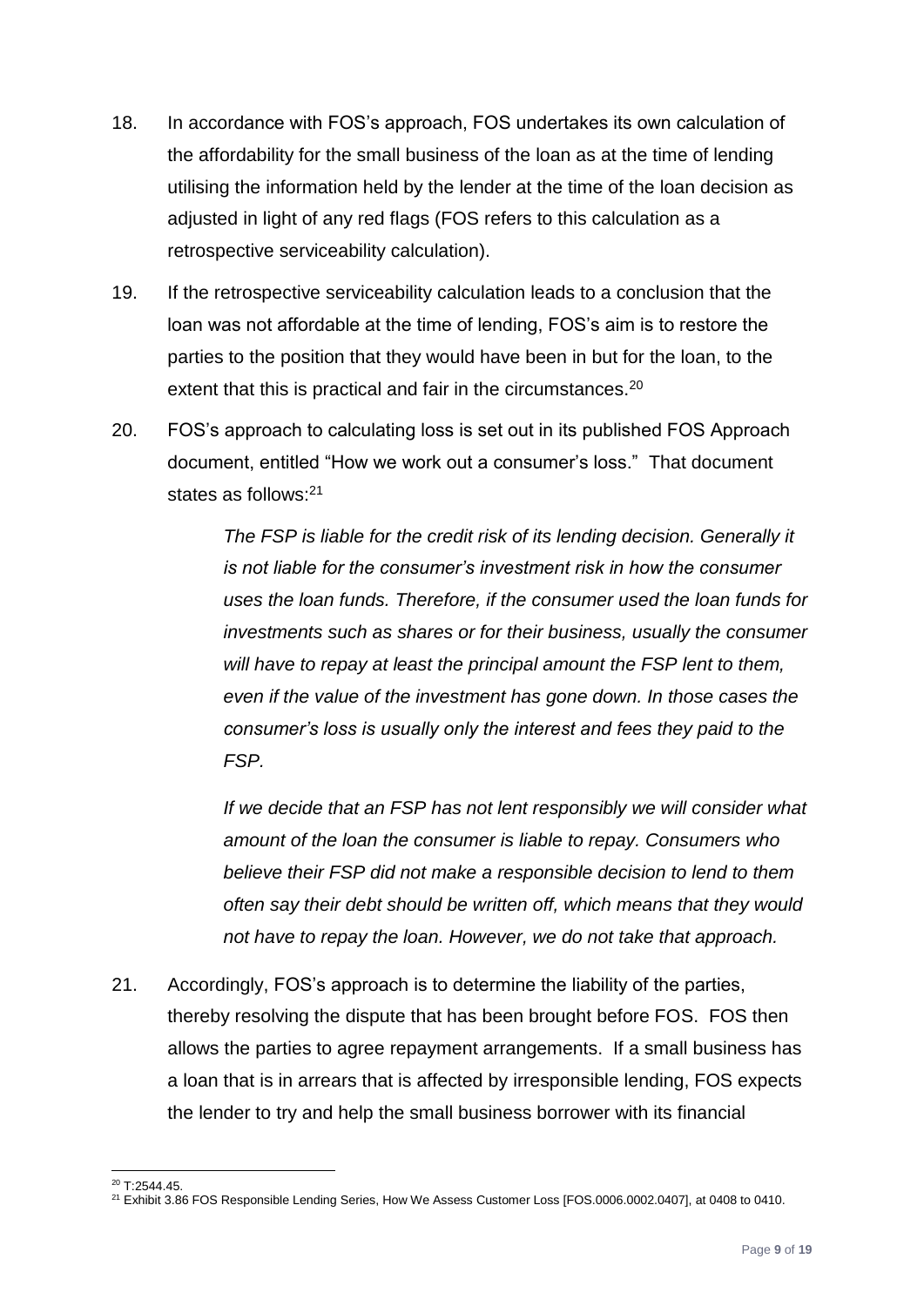18. In accordance with FOS's approach, FOS undertakes its own calculation of the affordability for the small business of the loan as at the time of lending utilising the information held by the lender at the time of the loan decision as adjusted in light of any red flags (FOS refers to this calculation as a retrospective serviceability calculation).

19. If the retrospective serviceability calculation leads to a conclusion that the loan was not affordable at the time of lending, FOS's aim is to restore the parties to the position that they would have been in but for the loan, to the extent that this is practical and fair in the circumstances.[20]

20. FOS's approach to calculating loss is set out in its published FOS Approach document, entitled "How we work out a consumer's loss." That document states as follows:[21]

> *The FSP is liable for the credit risk of its lending decision. Generally it is not liable for the consumer's investment risk in how the consumer uses the loan funds. Therefore, if the consumer used the loan funds for investments such as shares or for their business, usually the consumer will have to repay at least the principal amount the FSP lent to them, even if the value of the investment has gone down. In those cases the consumer's loss is usually only the interest and fees they paid to the FSP.*
>
> *If we decide that an FSP has not lent responsibly we will consider what amount of the loan the consumer is liable to repay. Consumers who believe their FSP did not make a responsible decision to lend to them often say their debt should be written off, which means that they would not have to repay the loan. However, we do not take that approach.*

21. Accordingly, FOS's approach is to determine the liability of the parties, thereby resolving the dispute that has been brought before FOS. FOS then allows the parties to agree repayment arrangements. If a small business has a loan that is in arrears that is affected by irresponsible lending, FOS expects the lender to try and help the small business borrower with its financial

---

[20] T:2544.45.

[21] Exhibit 3.86 FOS Responsible Lending Series, How We Assess Customer Loss [FOS.0006.0002.0407], at 0408 to 0410.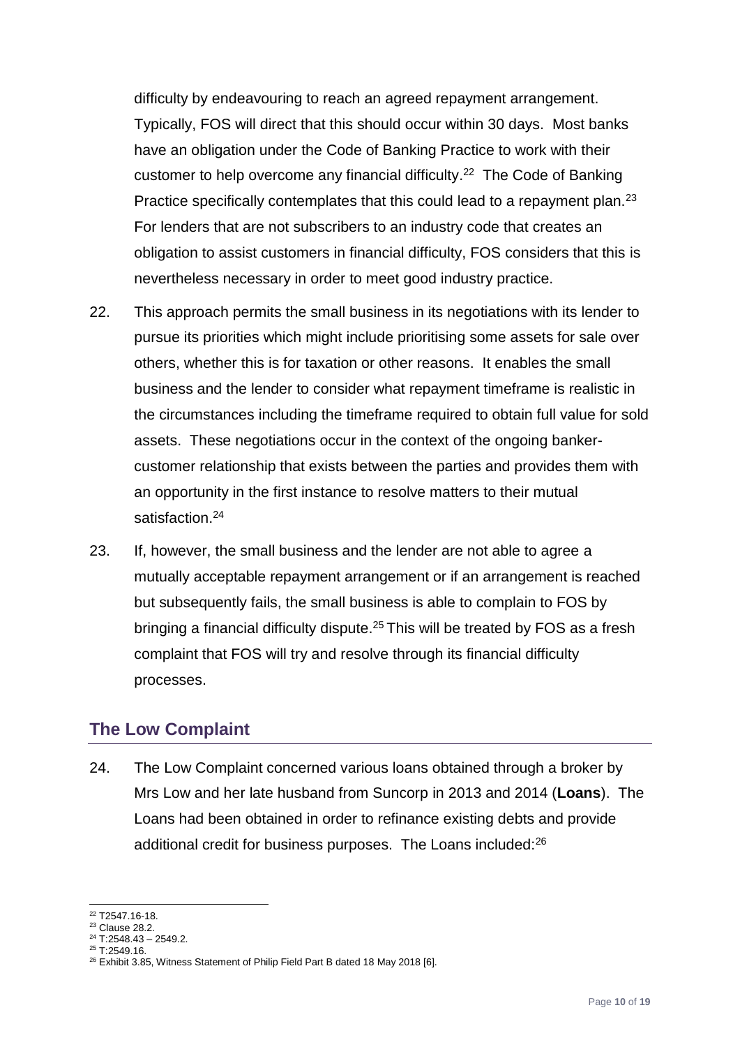difficulty by endeavouring to reach an agreed repayment arrangement. Typically, FOS will direct that this should occur within 30 days. Most banks have an obligation under the Code of Banking Practice to work with their customer to help overcome any financial difficulty.[22] The Code of Banking Practice specifically contemplates that this could lead to a repayment plan.[23] For lenders that are not subscribers to an industry code that creates an obligation to assist customers in financial difficulty, FOS considers that this is nevertheless necessary in order to meet good industry practice.

22. This approach permits the small business in its negotiations with its lender to pursue its priorities which might include prioritising some assets for sale over others, whether this is for taxation or other reasons. It enables the small business and the lender to consider what repayment timeframe is realistic in the circumstances including the timeframe required to obtain full value for sold assets. These negotiations occur in the context of the ongoing banker-customer relationship that exists between the parties and provides them with an opportunity in the first instance to resolve matters to their mutual satisfaction.[24]

23. If, however, the small business and the lender are not able to agree a mutually acceptable repayment arrangement or if an arrangement is reached but subsequently fails, the small business is able to complain to FOS by bringing a financial difficulty dispute.[25] This will be treated by FOS as a fresh complaint that FOS will try and resolve through its financial difficulty processes.

## The Low Complaint

24. The Low Complaint concerned various loans obtained through a broker by Mrs Low and her late husband from Suncorp in 2013 and 2014 (**Loans**). The Loans had been obtained in order to refinance existing debts and provide additional credit for business purposes. The Loans included:[26]

---

[22] T2547.16-18.
[23] Clause 28.2.
[24] T:2548.43 – 2549.2.
[25] T:2549.16.
[26] Exhibit 3.85, Witness Statement of Philip Field Part B dated 18 May 2018 [6].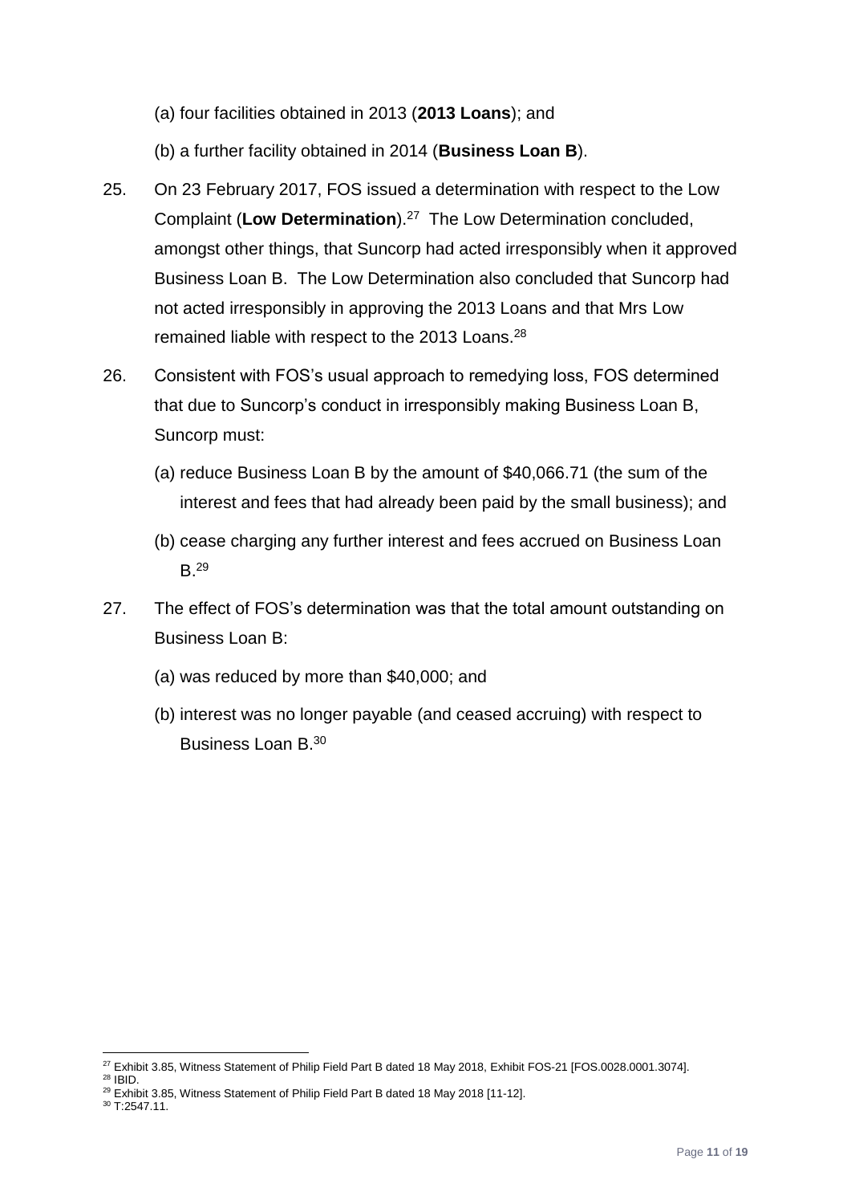(a) four facilities obtained in 2013 (**2013 Loans**); and

(b) a further facility obtained in 2014 (**Business Loan B**).

25. On 23 February 2017, FOS issued a determination with respect to the Low Complaint (**Low Determination**).[27] The Low Determination concluded, amongst other things, that Suncorp had acted irresponsibly when it approved Business Loan B. The Low Determination also concluded that Suncorp had not acted irresponsibly in approving the 2013 Loans and that Mrs Low remained liable with respect to the 2013 Loans.[28]

26. Consistent with FOS's usual approach to remedying loss, FOS determined that due to Suncorp's conduct in irresponsibly making Business Loan B, Suncorp must:

   (a) reduce Business Loan B by the amount of $40,066.71 (the sum of the interest and fees that had already been paid by the small business); and

   (b) cease charging any further interest and fees accrued on Business Loan B.[29]

27. The effect of FOS's determination was that the total amount outstanding on Business Loan B:

   (a) was reduced by more than $40,000; and

   (b) interest was no longer payable (and ceased accruing) with respect to Business Loan B.[30]

---

[27] Exhibit 3.85, Witness Statement of Philip Field Part B dated 18 May 2018, Exhibit FOS-21 [FOS.0028.0001.3074].
[28] IBID.
[29] Exhibit 3.85, Witness Statement of Philip Field Part B dated 18 May 2018 [11-12].
[30] T:2547.11.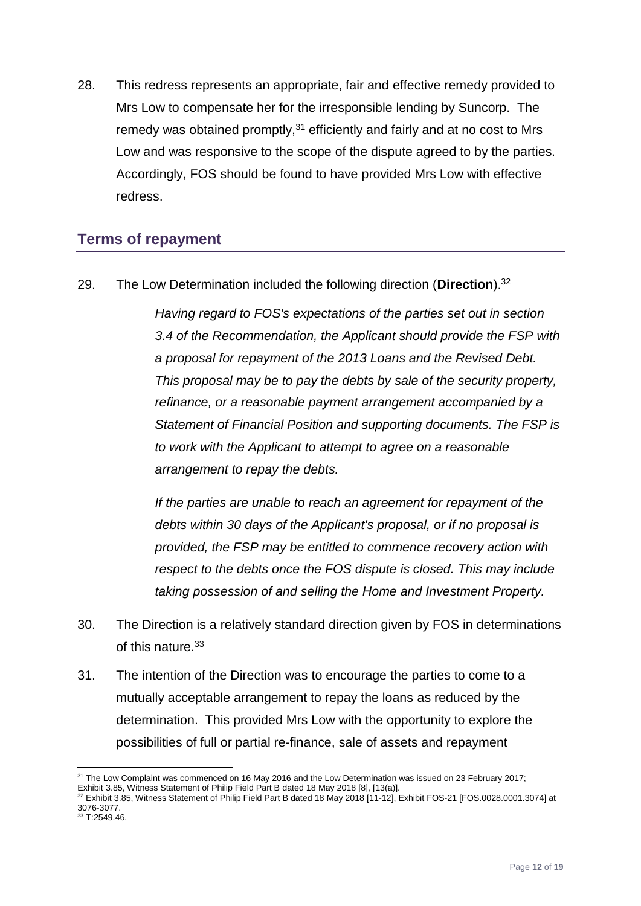28. This redress represents an appropriate, fair and effective remedy provided to Mrs Low to compensate her for the irresponsible lending by Suncorp. The remedy was obtained promptly,[31] efficiently and fairly and at no cost to Mrs Low and was responsive to the scope of the dispute agreed to by the parties. Accordingly, FOS should be found to have provided Mrs Low with effective redress.

## Terms of repayment

29. The Low Determination included the following direction (**Direction**).[32]

> *Having regard to FOS's expectations of the parties set out in section 3.4 of the Recommendation, the Applicant should provide the FSP with a proposal for repayment of the 2013 Loans and the Revised Debt. This proposal may be to pay the debts by sale of the security property, refinance, or a reasonable payment arrangement accompanied by a Statement of Financial Position and supporting documents. The FSP is to work with the Applicant to attempt to agree on a reasonable arrangement to repay the debts.*
>
> *If the parties are unable to reach an agreement for repayment of the debts within 30 days of the Applicant's proposal, or if no proposal is provided, the FSP may be entitled to commence recovery action with respect to the debts once the FOS dispute is closed. This may include taking possession of and selling the Home and Investment Property.*

30. The Direction is a relatively standard direction given by FOS in determinations of this nature.[33]

31. The intention of the Direction was to encourage the parties to come to a mutually acceptable arrangement to repay the loans as reduced by the determination. This provided Mrs Low with the opportunity to explore the possibilities of full or partial re-finance, sale of assets and repayment

---

[31] The Low Complaint was commenced on 16 May 2016 and the Low Determination was issued on 23 February 2017; Exhibit 3.85, Witness Statement of Philip Field Part B dated 18 May 2018 [8], [13(a)].

[32] Exhibit 3.85, Witness Statement of Philip Field Part B dated 18 May 2018 [11-12], Exhibit FOS-21 [FOS.0028.0001.3074] at 3076-3077.

[33] T:2549.46.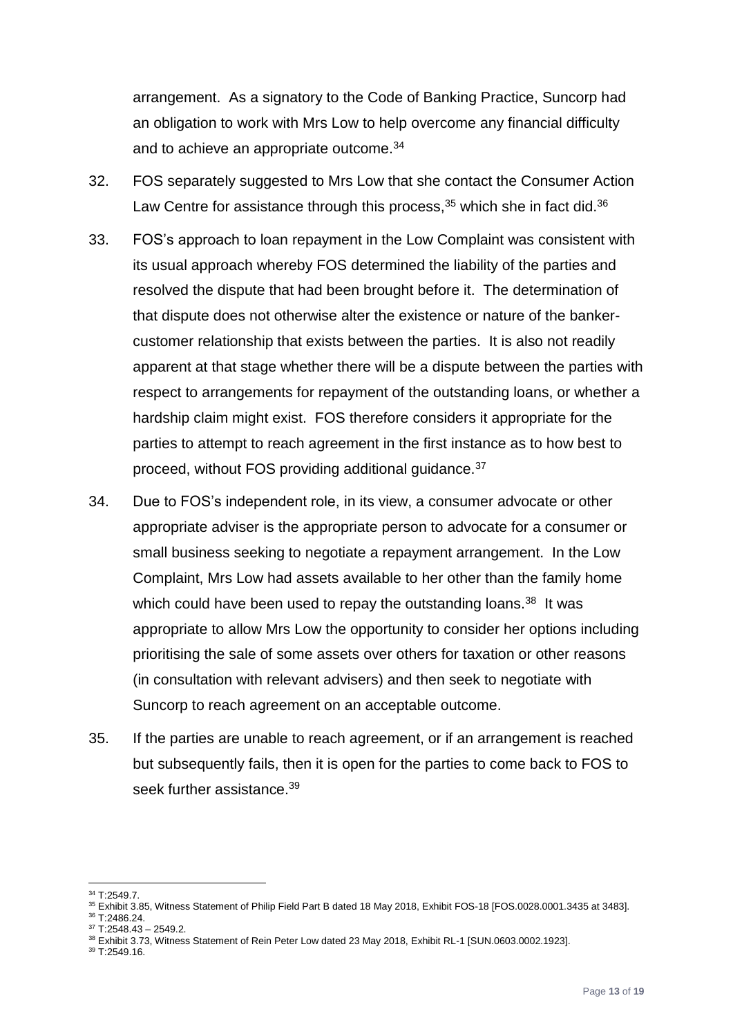arrangement. As a signatory to the Code of Banking Practice, Suncorp had an obligation to work with Mrs Low to help overcome any financial difficulty and to achieve an appropriate outcome.[34]

32. FOS separately suggested to Mrs Low that she contact the Consumer Action Law Centre for assistance through this process,[35] which she in fact did.[36]

33. FOS's approach to loan repayment in the Low Complaint was consistent with its usual approach whereby FOS determined the liability of the parties and resolved the dispute that had been brought before it. The determination of that dispute does not otherwise alter the existence or nature of the banker-customer relationship that exists between the parties. It is also not readily apparent at that stage whether there will be a dispute between the parties with respect to arrangements for repayment of the outstanding loans, or whether a hardship claim might exist. FOS therefore considers it appropriate for the parties to attempt to reach agreement in the first instance as to how best to proceed, without FOS providing additional guidance.[37]

34. Due to FOS's independent role, in its view, a consumer advocate or other appropriate adviser is the appropriate person to advocate for a consumer or small business seeking to negotiate a repayment arrangement. In the Low Complaint, Mrs Low had assets available to her other than the family home which could have been used to repay the outstanding loans.[38] It was appropriate to allow Mrs Low the opportunity to consider her options including prioritising the sale of some assets over others for taxation or other reasons (in consultation with relevant advisers) and then seek to negotiate with Suncorp to reach agreement on an acceptable outcome.

35. If the parties are unable to reach agreement, or if an arrangement is reached but subsequently fails, then it is open for the parties to come back to FOS to seek further assistance.[39]

---

[34] T:2549.7.
[35] Exhibit 3.85, Witness Statement of Philip Field Part B dated 18 May 2018, Exhibit FOS-18 [FOS.0028.0001.3435 at 3483].
[36] T:2486.24.
[37] T:2548.43 – 2549.2.
[38] Exhibit 3.73, Witness Statement of Rein Peter Low dated 23 May 2018, Exhibit RL-1 [SUN.0603.0002.1923].
[39] T:2549.16.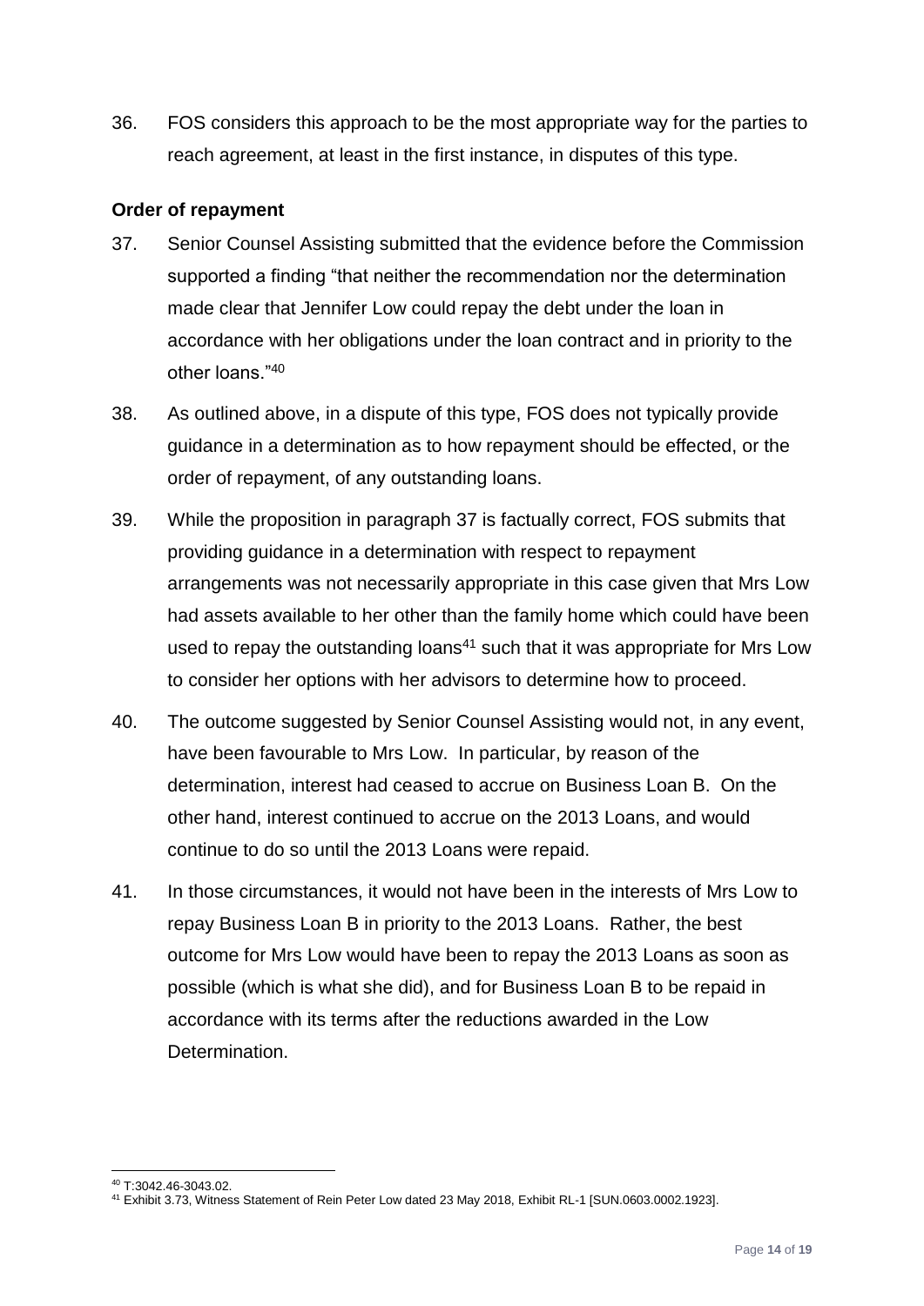36. FOS considers this approach to be the most appropriate way for the parties to reach agreement, at least in the first instance, in disputes of this type.

**Order of repayment**

37. Senior Counsel Assisting submitted that the evidence before the Commission supported a finding "that neither the recommendation nor the determination made clear that Jennifer Low could repay the debt under the loan in accordance with her obligations under the loan contract and in priority to the other loans."[40]

38. As outlined above, in a dispute of this type, FOS does not typically provide guidance in a determination as to how repayment should be effected, or the order of repayment, of any outstanding loans.

39. While the proposition in paragraph 37 is factually correct, FOS submits that providing guidance in a determination with respect to repayment arrangements was not necessarily appropriate in this case given that Mrs Low had assets available to her other than the family home which could have been used to repay the outstanding loans[41] such that it was appropriate for Mrs Low to consider her options with her advisors to determine how to proceed.

40. The outcome suggested by Senior Counsel Assisting would not, in any event, have been favourable to Mrs Low. In particular, by reason of the determination, interest had ceased to accrue on Business Loan B. On the other hand, interest continued to accrue on the 2013 Loans, and would continue to do so until the 2013 Loans were repaid.

41. In those circumstances, it would not have been in the interests of Mrs Low to repay Business Loan B in priority to the 2013 Loans. Rather, the best outcome for Mrs Low would have been to repay the 2013 Loans as soon as possible (which is what she did), and for Business Loan B to be repaid in accordance with its terms after the reductions awarded in the Low Determination.

[40] T:3042.46-3043.02.

[41] Exhibit 3.73, Witness Statement of Rein Peter Low dated 23 May 2018, Exhibit RL-1 [SUN.0603.0002.1923].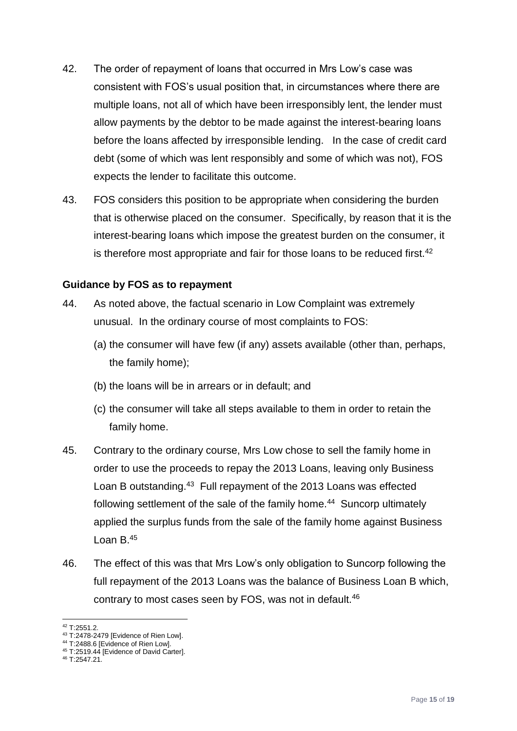42. The order of repayment of loans that occurred in Mrs Low's case was consistent with FOS's usual position that, in circumstances where there are multiple loans, not all of which have been irresponsibly lent, the lender must allow payments by the debtor to be made against the interest-bearing loans before the loans affected by irresponsible lending. In the case of credit card debt (some of which was lent responsibly and some of which was not), FOS expects the lender to facilitate this outcome.

43. FOS considers this position to be appropriate when considering the burden that is otherwise placed on the consumer. Specifically, by reason that it is the interest-bearing loans which impose the greatest burden on the consumer, it is therefore most appropriate and fair for those loans to be reduced first.[42]

**Guidance by FOS as to repayment**

44. As noted above, the factual scenario in Low Complaint was extremely unusual. In the ordinary course of most complaints to FOS:

    (a) the consumer will have few (if any) assets available (other than, perhaps, the family home);

    (b) the loans will be in arrears or in default; and

    (c) the consumer will take all steps available to them in order to retain the family home.

45. Contrary to the ordinary course, Mrs Low chose to sell the family home in order to use the proceeds to repay the 2013 Loans, leaving only Business Loan B outstanding.[43] Full repayment of the 2013 Loans was effected following settlement of the sale of the family home.[44] Suncorp ultimately applied the surplus funds from the sale of the family home against Business Loan B.[45]

46. The effect of this was that Mrs Low's only obligation to Suncorp following the full repayment of the 2013 Loans was the balance of Business Loan B which, contrary to most cases seen by FOS, was not in default.[46]

---

[42] T:2551.2.
[43] T:2478-2479 [Evidence of Rien Low].
[44] T:2488.6 [Evidence of Rien Low].
[45] T:2519.44 [Evidence of David Carter].
[46] T:2547.21.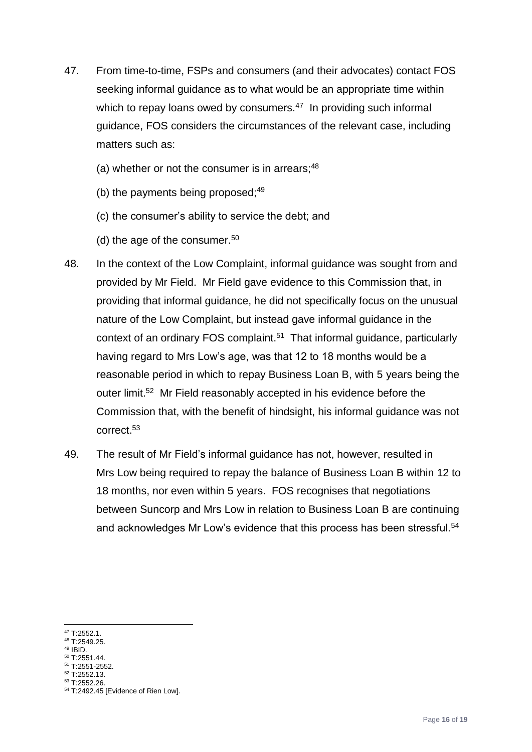47. From time-to-time, FSPs and consumers (and their advocates) contact FOS seeking informal guidance as to what would be an appropriate time within which to repay loans owed by consumers.[47] In providing such informal guidance, FOS considers the circumstances of the relevant case, including matters such as:

    (a) whether or not the consumer is in arrears;[48]

    (b) the payments being proposed;[49]

    (c) the consumer's ability to service the debt; and

    (d) the age of the consumer.[50]

48. In the context of the Low Complaint, informal guidance was sought from and provided by Mr Field. Mr Field gave evidence to this Commission that, in providing that informal guidance, he did not specifically focus on the unusual nature of the Low Complaint, but instead gave informal guidance in the context of an ordinary FOS complaint.[51] That informal guidance, particularly having regard to Mrs Low's age, was that 12 to 18 months would be a reasonable period in which to repay Business Loan B, with 5 years being the outer limit.[52] Mr Field reasonably accepted in his evidence before the Commission that, with the benefit of hindsight, his informal guidance was not correct.[53]

49. The result of Mr Field's informal guidance has not, however, resulted in Mrs Low being required to repay the balance of Business Loan B within 12 to 18 months, nor even within 5 years. FOS recognises that negotiations between Suncorp and Mrs Low in relation to Business Loan B are continuing and acknowledges Mr Low's evidence that this process has been stressful.[54]

---

[47] T:2552.1.
[48] T:2549.25.
[49] IBID.
[50] T:2551.44.
[51] T:2551-2552.
[52] T:2552.13.
[53] T:2552.26.
[54] T:2492.45 [Evidence of Rien Low].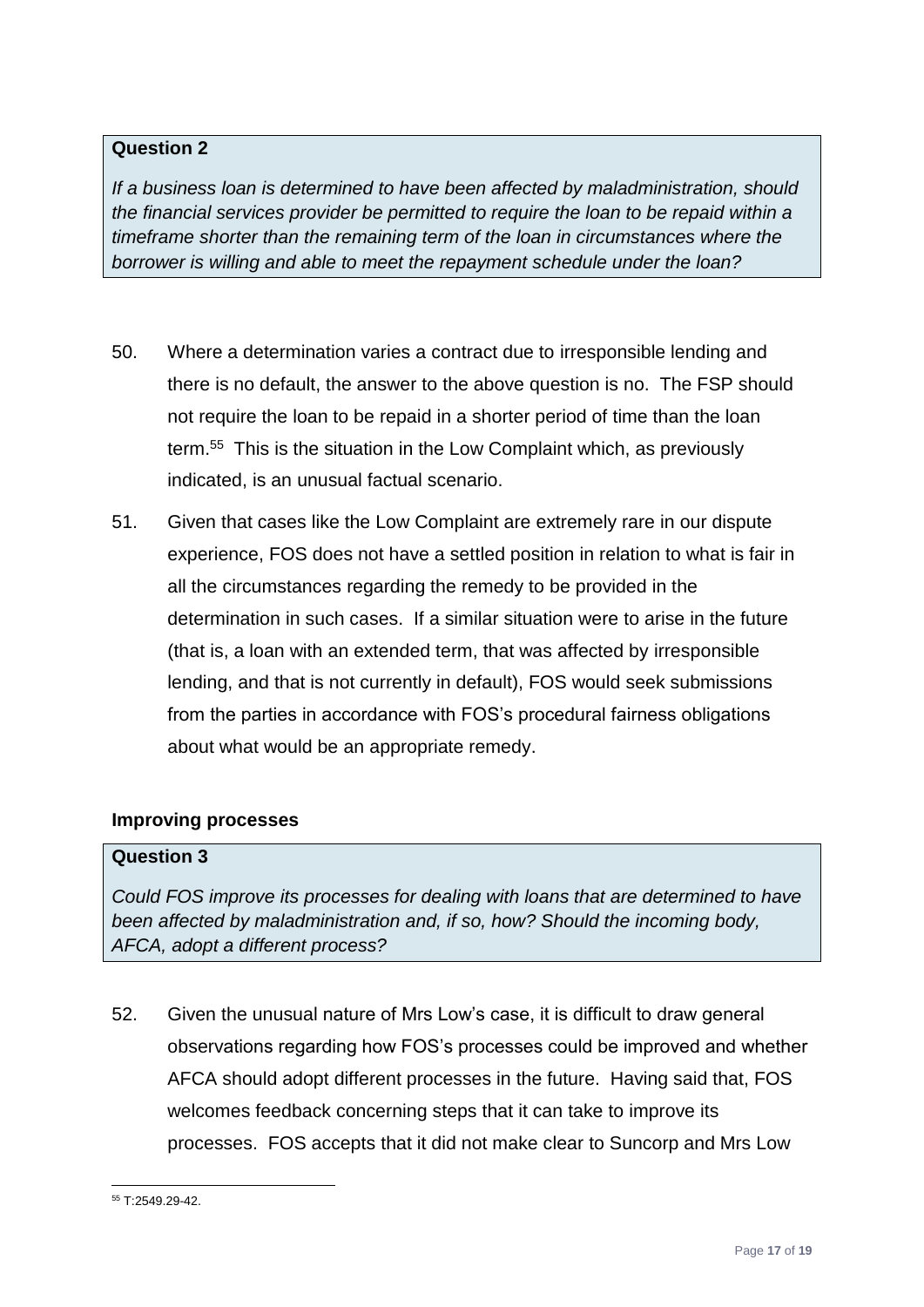**Question 2**

*If a business loan is determined to have been affected by maladministration, should the financial services provider be permitted to require the loan to be repaid within a timeframe shorter than the remaining term of the loan in circumstances where the borrower is willing and able to meet the repayment schedule under the loan?*

50. Where a determination varies a contract due to irresponsible lending and there is no default, the answer to the above question is no. The FSP should not require the loan to be repaid in a shorter period of time than the loan term.[55] This is the situation in the Low Complaint which, as previously indicated, is an unusual factual scenario.

51. Given that cases like the Low Complaint are extremely rare in our dispute experience, FOS does not have a settled position in relation to what is fair in all the circumstances regarding the remedy to be provided in the determination in such cases. If a similar situation were to arise in the future (that is, a loan with an extended term, that was affected by irresponsible lending, and that is not currently in default), FOS would seek submissions from the parties in accordance with FOS's procedural fairness obligations about what would be an appropriate remedy.

### Improving processes

**Question 3**

*Could FOS improve its processes for dealing with loans that are determined to have been affected by maladministration and, if so, how? Should the incoming body, AFCA, adopt a different process?*

52. Given the unusual nature of Mrs Low's case, it is difficult to draw general observations regarding how FOS's processes could be improved and whether AFCA should adopt different processes in the future. Having said that, FOS welcomes feedback concerning steps that it can take to improve its processes. FOS accepts that it did not make clear to Suncorp and Mrs Low

[55] T:2549.29-42.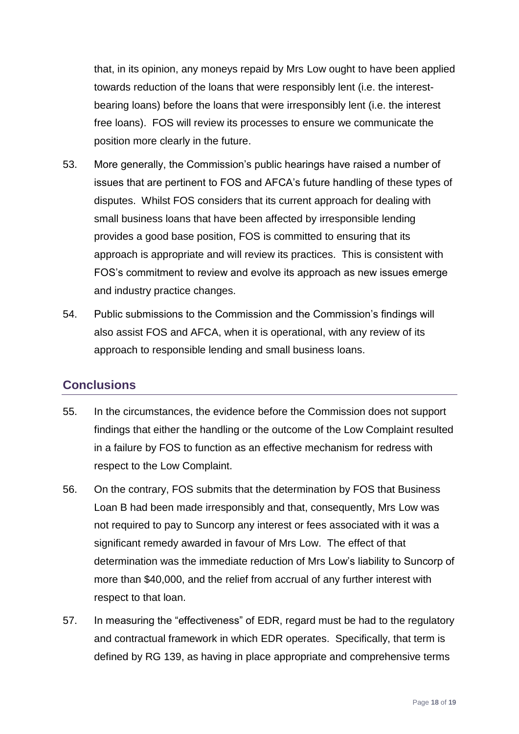that, in its opinion, any moneys repaid by Mrs Low ought to have been applied towards reduction of the loans that were responsibly lent (i.e. the interest-bearing loans) before the loans that were irresponsibly lent (i.e. the interest free loans). FOS will review its processes to ensure we communicate the position more clearly in the future.

53. More generally, the Commission's public hearings have raised a number of issues that are pertinent to FOS and AFCA's future handling of these types of disputes. Whilst FOS considers that its current approach for dealing with small business loans that have been affected by irresponsible lending provides a good base position, FOS is committed to ensuring that its approach is appropriate and will review its practices. This is consistent with FOS's commitment to review and evolve its approach as new issues emerge and industry practice changes.

54. Public submissions to the Commission and the Commission's findings will also assist FOS and AFCA, when it is operational, with any review of its approach to responsible lending and small business loans.

## Conclusions

55. In the circumstances, the evidence before the Commission does not support findings that either the handling or the outcome of the Low Complaint resulted in a failure by FOS to function as an effective mechanism for redress with respect to the Low Complaint.

56. On the contrary, FOS submits that the determination by FOS that Business Loan B had been made irresponsibly and that, consequently, Mrs Low was not required to pay to Suncorp any interest or fees associated with it was a significant remedy awarded in favour of Mrs Low. The effect of that determination was the immediate reduction of Mrs Low's liability to Suncorp of more than $40,000, and the relief from accrual of any further interest with respect to that loan.

57. In measuring the "effectiveness" of EDR, regard must be had to the regulatory and contractual framework in which EDR operates. Specifically, that term is defined by RG 139, as having in place appropriate and comprehensive terms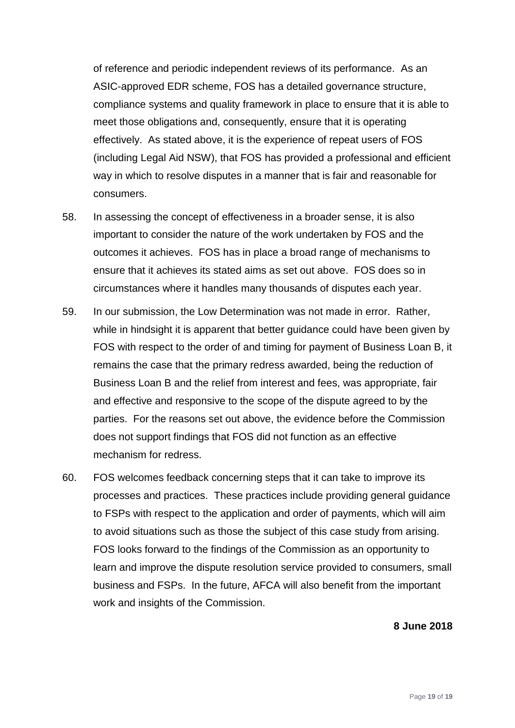of reference and periodic independent reviews of its performance. As an ASIC-approved EDR scheme, FOS has a detailed governance structure, compliance systems and quality framework in place to ensure that it is able to meet those obligations and, consequently, ensure that it is operating effectively. As stated above, it is the experience of repeat users of FOS (including Legal Aid NSW), that FOS has provided a professional and efficient way in which to resolve disputes in a manner that is fair and reasonable for consumers.

58. In assessing the concept of effectiveness in a broader sense, it is also important to consider the nature of the work undertaken by FOS and the outcomes it achieves. FOS has in place a broad range of mechanisms to ensure that it achieves its stated aims as set out above. FOS does so in circumstances where it handles many thousands of disputes each year.

59. In our submission, the Low Determination was not made in error. Rather, while in hindsight it is apparent that better guidance could have been given by FOS with respect to the order of and timing for payment of Business Loan B, it remains the case that the primary redress awarded, being the reduction of Business Loan B and the relief from interest and fees, was appropriate, fair and effective and responsive to the scope of the dispute agreed to by the parties. For the reasons set out above, the evidence before the Commission does not support findings that FOS did not function as an effective mechanism for redress.

60. FOS welcomes feedback concerning steps that it can take to improve its processes and practices. These practices include providing general guidance to FSPs with respect to the application and order of payments, which will aim to avoid situations such as those the subject of this case study from arising. FOS looks forward to the findings of the Commission as an opportunity to learn and improve the dispute resolution service provided to consumers, small business and FSPs. In the future, AFCA will also benefit from the important work and insights of the Commission.

**8 June 2018**